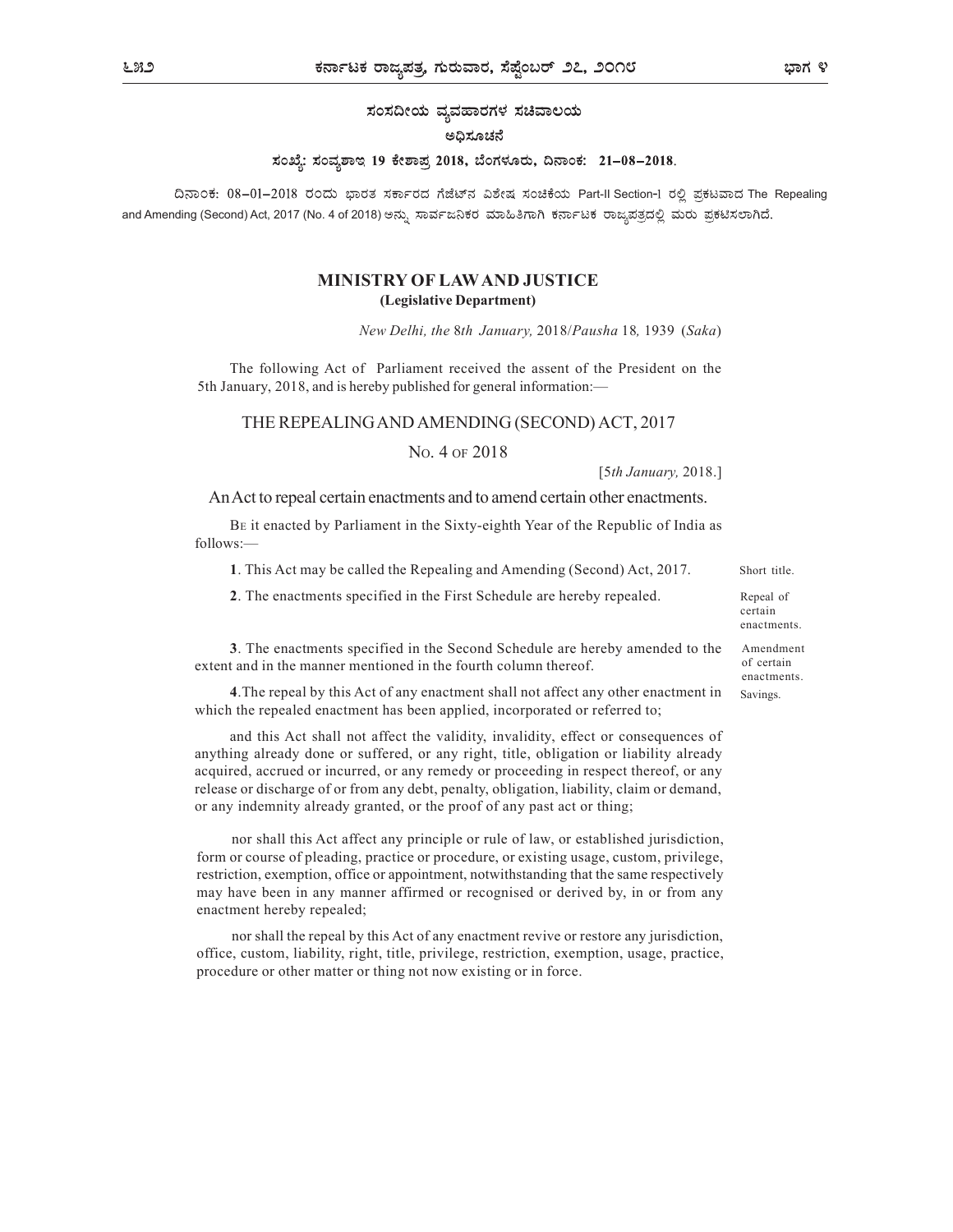## ಸಂಸದೀಯ ವ್ಯವಹಾರಗಳ ಸಚಿವಾಲಯ

### ಅಧಿಸೂಚನೆ

**ಸಂಖ್ಯೆ: ಸಂವ್ಯಶಾಇ 19 ಕೇಶಾಪ್ರ 2018, ಬೆಂಗಳೂರು, ದಿನಾಂಕ: 21-08-2018.**

ದಿನಾಂಕ: 08-01-2018 ರಂದು ಭಾರತ ಸರ್ಕಾರದ ಗೆಜೆಟ್‌ನ ವಿಶೇಷ ಸಂಚಿಕೆಯ Part-II Section-I ರಲ್ಲಿ ಪ್ರಕಟವಾದ The Repealing and Amending (Second) Act, 2017 (No. 4 of 2018) ಅನ್ನು ಸಾರ್ವಜನಿಕರ ಮಾಹಿತಿಗಾಗಿ ಕರ್ನಾಟಕ ರಾಜ್ಯಪತ್ರದಲ್ಲಿ ಮರು ಪ್ರಕಟಿಸಲಾಗಿದೆ.

## MINISTRY OF LAW AND JUSTICE
### (Legislative Department)

*New Delhi, the 8th January,* 2018/*Pausha* 18*,* 1939 (*Saka*)

The following Act of Parliament received the assent of the President on the 5th January, 2018, and is hereby published for general information:—

## THE REPEALING AND AMENDING (SECOND) ACT, 2017

### No. 4 of 2018

[5*th January,* 2018.]

An Act to repeal certain enactments and to amend certain other enactments.

Be it enacted by Parliament in the Sixty-eighth Year of the Republic of India as follows:—

Short title.

**1**. This Act may be called the Repealing and Amending (Second) Act, 2017.

Repeal of certain enactments.

**2**. The enactments specified in the First Schedule are hereby repealed.

Amendment of certain enactments.

**3**. The enactments specified in the Second Schedule are hereby amended to the extent and in the manner mentioned in the fourth column thereof.

Savings.

**4**. The repeal by this Act of any enactment shall not affect any other enactment in which the repealed enactment has been applied, incorporated or referred to;

and this Act shall not affect the validity, invalidity, effect or consequences of anything already done or suffered, or any right, title, obligation or liability already acquired, accrued or incurred, or any remedy or proceeding in respect thereof, or any release or discharge of or from any debt, penalty, obligation, liability, claim or demand, or any indemnity already granted, or the proof of any past act or thing;

nor shall this Act affect any principle or rule of law, or established jurisdiction, form or course of pleading, practice or procedure, or existing usage, custom, privilege, restriction, exemption, office or appointment, notwithstanding that the same respectively may have been in any manner affirmed or recognised or derived by, in or from any enactment hereby repealed;

nor shall the repeal by this Act of any enactment revive or restore any jurisdiction, office, custom, liability, right, title, privilege, restriction, exemption, usage, practice, procedure or other matter or thing not now existing or in force.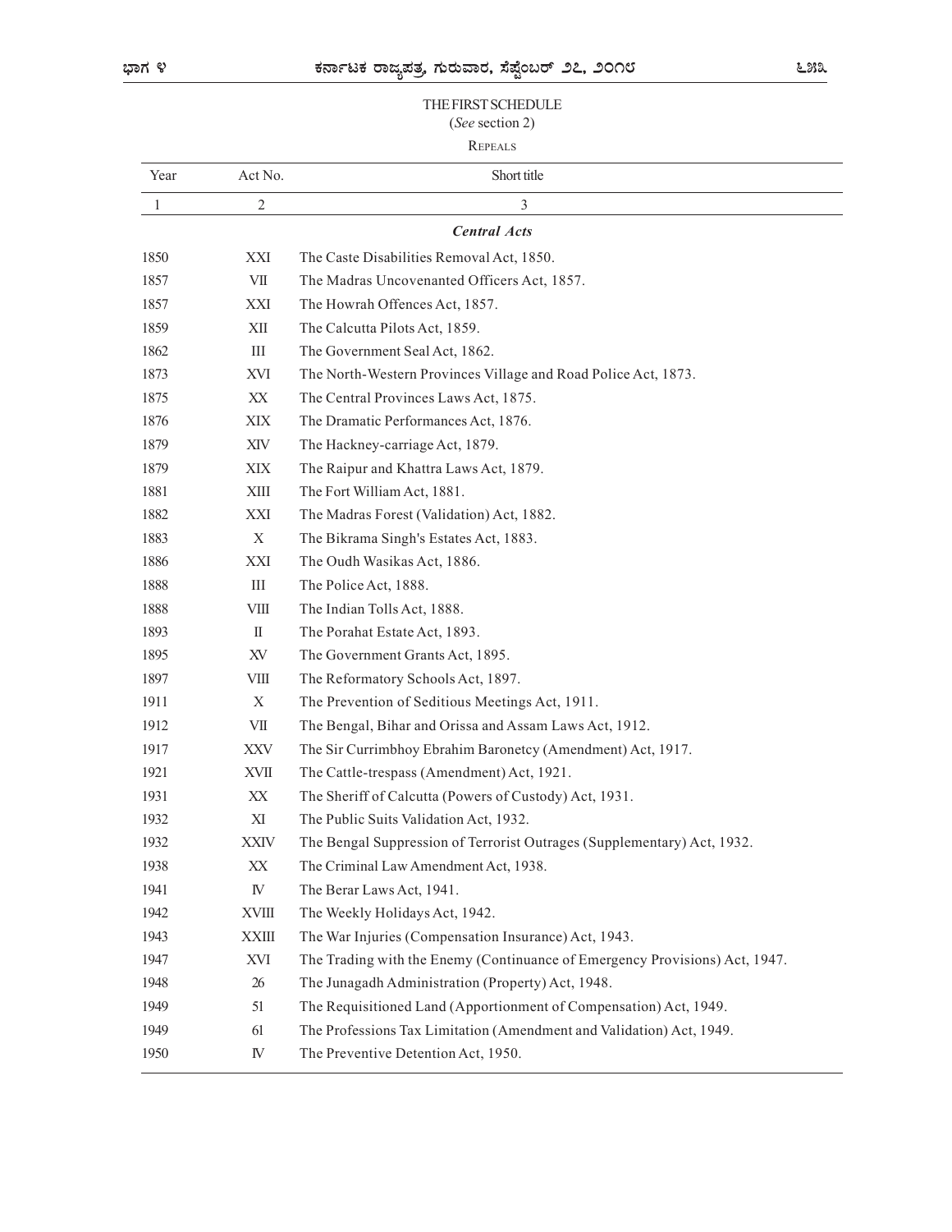THE FIRST SCHEDULE

(*See* section 2)

REPEALS

| Year | Act No. | Short title |
|---|---|---|
| 1 | 2 | 3 |
| | | ***Central Acts*** |
| 1850 | XXI | The Caste Disabilities Removal Act, 1850. |
| 1857 | VII | The Madras Uncovenanted Officers Act, 1857. |
| 1857 | XXI | The Howrah Offences Act, 1857. |
| 1859 | XII | The Calcutta Pilots Act, 1859. |
| 1862 | III | The Government Seal Act, 1862. |
| 1873 | XVI | The North-Western Provinces Village and Road Police Act, 1873. |
| 1875 | XX | The Central Provinces Laws Act, 1875. |
| 1876 | XIX | The Dramatic Performances Act, 1876. |
| 1879 | XIV | The Hackney-carriage Act, 1879. |
| 1879 | XIX | The Raipur and Khattra Laws Act, 1879. |
| 1881 | XIII | The Fort William Act, 1881. |
| 1882 | XXI | The Madras Forest (Validation) Act, 1882. |
| 1883 | X | The Bikrama Singh's Estates Act, 1883. |
| 1886 | XXI | The Oudh Wasikas Act, 1886. |
| 1888 | III | The Police Act, 1888. |
| 1888 | VIII | The Indian Tolls Act, 1888. |
| 1893 | II | The Porahat Estate Act, 1893. |
| 1895 | XV | The Government Grants Act, 1895. |
| 1897 | VIII | The Reformatory Schools Act, 1897. |
| 1911 | X | The Prevention of Seditious Meetings Act, 1911. |
| 1912 | VII | The Bengal, Bihar and Orissa and Assam Laws Act, 1912. |
| 1917 | XXV | The Sir Currimbhoy Ebrahim Baronetcy (Amendment) Act, 1917. |
| 1921 | XVII | The Cattle-trespass (Amendment) Act, 1921. |
| 1931 | XX | The Sheriff of Calcutta (Powers of Custody) Act, 1931. |
| 1932 | XI | The Public Suits Validation Act, 1932. |
| 1932 | XXIV | The Bengal Suppression of Terrorist Outrages (Supplementary) Act, 1932. |
| 1938 | XX | The Criminal Law Amendment Act, 1938. |
| 1941 | IV | The Berar Laws Act, 1941. |
| 1942 | XVIII | The Weekly Holidays Act, 1942. |
| 1943 | XXIII | The War Injuries (Compensation Insurance) Act, 1943. |
| 1947 | XVI | The Trading with the Enemy (Continuance of Emergency Provisions) Act, 1947. |
| 1948 | 26 | The Junagadh Administration (Property) Act, 1948. |
| 1949 | 51 | The Requisitioned Land (Apportionment of Compensation) Act, 1949. |
| 1949 | 61 | The Professions Tax Limitation (Amendment and Validation) Act, 1949. |
| 1950 | IV | The Preventive Detention Act, 1950. |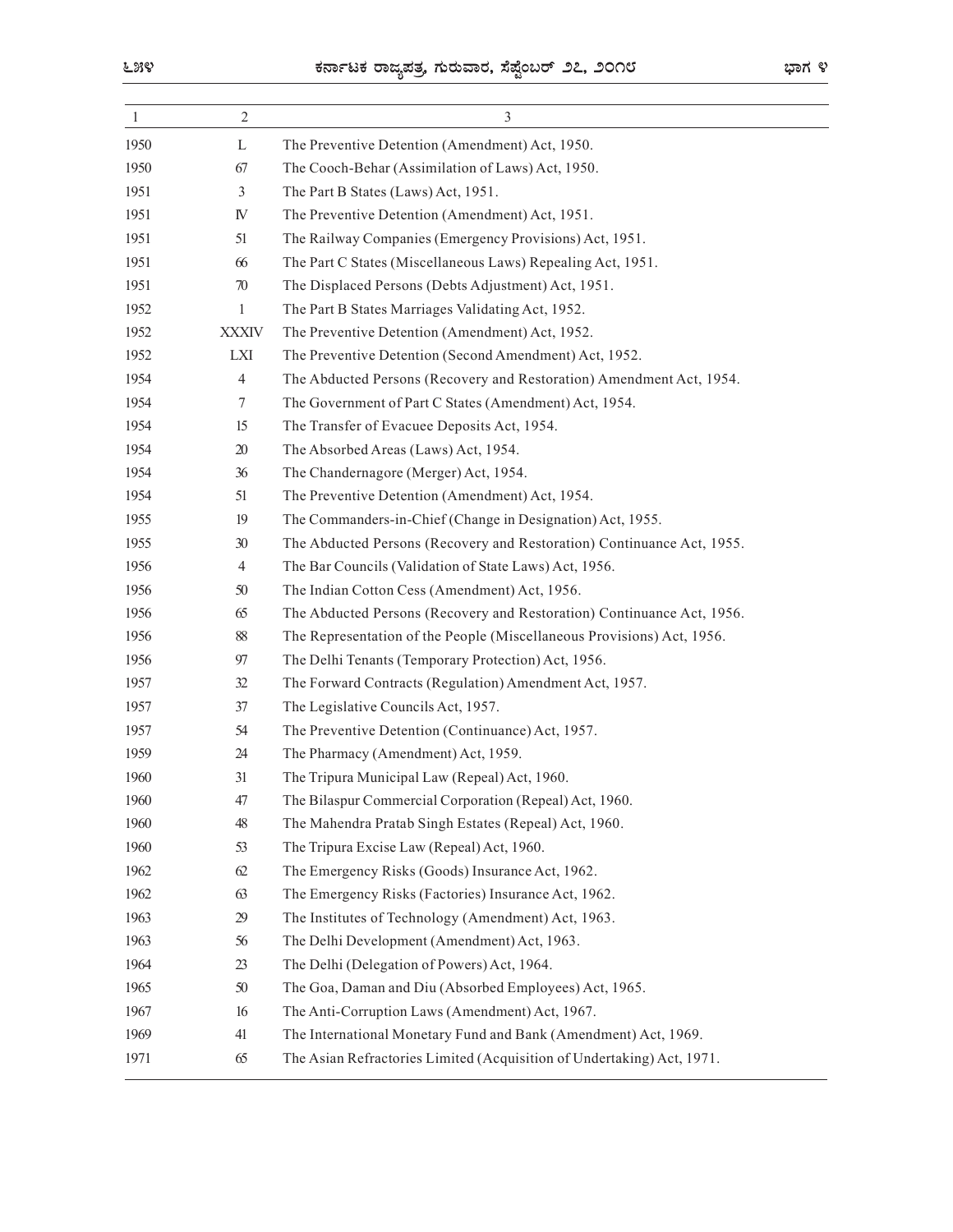| 1 | 2 | 3 |
|---|---|---|
| 1950 | L | The Preventive Detention (Amendment) Act, 1950. |
| 1950 | 67 | The Cooch-Behar (Assimilation of Laws) Act, 1950. |
| 1951 | 3 | The Part B States (Laws) Act, 1951. |
| 1951 | IV | The Preventive Detention (Amendment) Act, 1951. |
| 1951 | 51 | The Railway Companies (Emergency Provisions) Act, 1951. |
| 1951 | 66 | The Part C States (Miscellaneous Laws) Repealing Act, 1951. |
| 1951 | 70 | The Displaced Persons (Debts Adjustment) Act, 1951. |
| 1952 | 1 | The Part B States Marriages Validating Act, 1952. |
| 1952 | XXXIV | The Preventive Detention (Amendment) Act, 1952. |
| 1952 | LXI | The Preventive Detention (Second Amendment) Act, 1952. |
| 1954 | 4 | The Abducted Persons (Recovery and Restoration) Amendment Act, 1954. |
| 1954 | 7 | The Government of Part C States (Amendment) Act, 1954. |
| 1954 | 15 | The Transfer of Evacuee Deposits Act, 1954. |
| 1954 | 20 | The Absorbed Areas (Laws) Act, 1954. |
| 1954 | 36 | The Chandernagore (Merger) Act, 1954. |
| 1954 | 51 | The Preventive Detention (Amendment) Act, 1954. |
| 1955 | 19 | The Commanders-in-Chief (Change in Designation) Act, 1955. |
| 1955 | 30 | The Abducted Persons (Recovery and Restoration) Continuance Act, 1955. |
| 1956 | 4 | The Bar Councils (Validation of State Laws) Act, 1956. |
| 1956 | 50 | The Indian Cotton Cess (Amendment) Act, 1956. |
| 1956 | 65 | The Abducted Persons (Recovery and Restoration) Continuance Act, 1956. |
| 1956 | 88 | The Representation of the People (Miscellaneous Provisions) Act, 1956. |
| 1956 | 97 | The Delhi Tenants (Temporary Protection) Act, 1956. |
| 1957 | 32 | The Forward Contracts (Regulation) Amendment Act, 1957. |
| 1957 | 37 | The Legislative Councils Act, 1957. |
| 1957 | 54 | The Preventive Detention (Continuance) Act, 1957. |
| 1959 | 24 | The Pharmacy (Amendment) Act, 1959. |
| 1960 | 31 | The Tripura Municipal Law (Repeal) Act, 1960. |
| 1960 | 47 | The Bilaspur Commercial Corporation (Repeal) Act, 1960. |
| 1960 | 48 | The Mahendra Pratab Singh Estates (Repeal) Act, 1960. |
| 1960 | 53 | The Tripura Excise Law (Repeal) Act, 1960. |
| 1962 | 62 | The Emergency Risks (Goods) Insurance Act, 1962. |
| 1962 | 63 | The Emergency Risks (Factories) Insurance Act, 1962. |
| 1963 | 29 | The Institutes of Technology (Amendment) Act, 1963. |
| 1963 | 56 | The Delhi Development (Amendment) Act, 1963. |
| 1964 | 23 | The Delhi (Delegation of Powers) Act, 1964. |
| 1965 | 50 | The Goa, Daman and Diu (Absorbed Employees) Act, 1965. |
| 1967 | 16 | The Anti-Corruption Laws (Amendment) Act, 1967. |
| 1969 | 41 | The International Monetary Fund and Bank (Amendment) Act, 1969. |
| 1971 | 65 | The Asian Refractories Limited (Acquisition of Undertaking) Act, 1971. |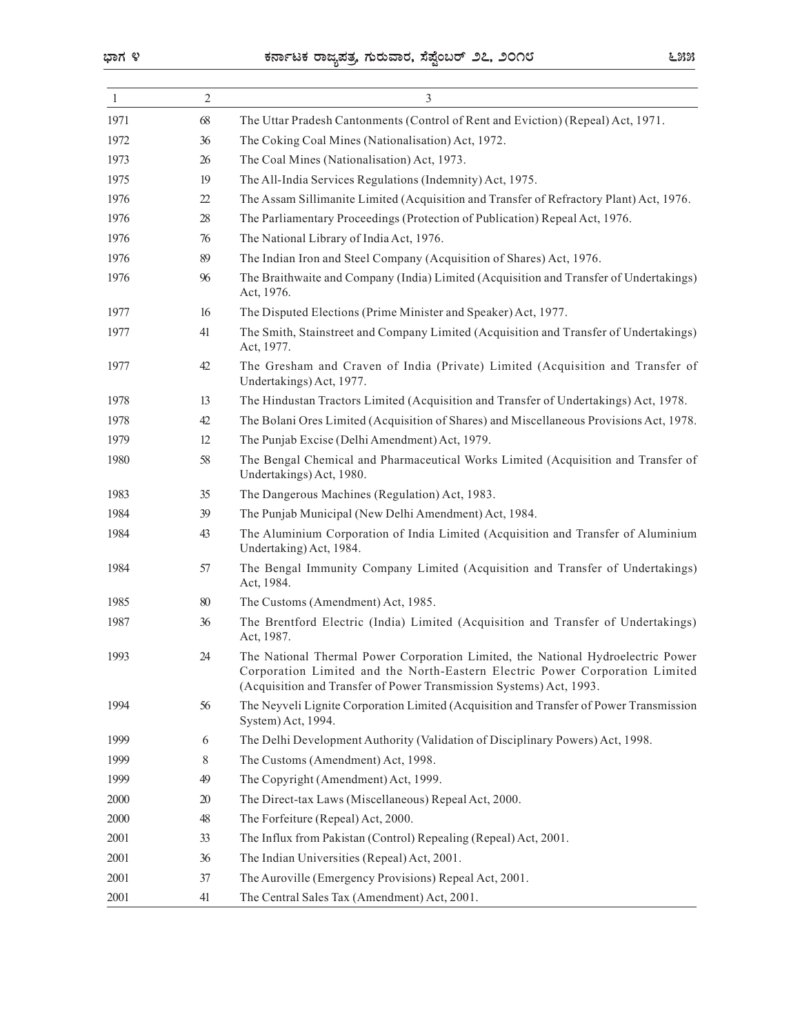| 1 | 2 | 3 |
|---|---|---|
| 1971 | 68 | The Uttar Pradesh Cantonments (Control of Rent and Eviction) (Repeal) Act, 1971. |
| 1972 | 36 | The Coking Coal Mines (Nationalisation) Act, 1972. |
| 1973 | 26 | The Coal Mines (Nationalisation) Act, 1973. |
| 1975 | 19 | The All-India Services Regulations (Indemnity) Act, 1975. |
| 1976 | 22 | The Assam Sillimanite Limited (Acquisition and Transfer of Refractory Plant) Act, 1976. |
| 1976 | 28 | The Parliamentary Proceedings (Protection of Publication) Repeal Act, 1976. |
| 1976 | 76 | The National Library of India Act, 1976. |
| 1976 | 89 | The Indian Iron and Steel Company (Acquisition of Shares) Act, 1976. |
| 1976 | 96 | The Braithwaite and Company (India) Limited (Acquisition and Transfer of Undertakings) Act, 1976. |
| 1977 | 16 | The Disputed Elections (Prime Minister and Speaker) Act, 1977. |
| 1977 | 41 | The Smith, Stainstreet and Company Limited (Acquisition and Transfer of Undertakings) Act, 1977. |
| 1977 | 42 | The Gresham and Craven of India (Private) Limited (Acquisition and Transfer of Undertakings) Act, 1977. |
| 1978 | 13 | The Hindustan Tractors Limited (Acquisition and Transfer of Undertakings) Act, 1978. |
| 1978 | 42 | The Bolani Ores Limited (Acquisition of Shares) and Miscellaneous Provisions Act, 1978. |
| 1979 | 12 | The Punjab Excise (Delhi Amendment) Act, 1979. |
| 1980 | 58 | The Bengal Chemical and Pharmaceutical Works Limited (Acquisition and Transfer of Undertakings) Act, 1980. |
| 1983 | 35 | The Dangerous Machines (Regulation) Act, 1983. |
| 1984 | 39 | The Punjab Municipal (New Delhi Amendment) Act, 1984. |
| 1984 | 43 | The Aluminium Corporation of India Limited (Acquisition and Transfer of Aluminium Undertaking) Act, 1984. |
| 1984 | 57 | The Bengal Immunity Company Limited (Acquisition and Transfer of Undertakings) Act, 1984. |
| 1985 | 80 | The Customs (Amendment) Act, 1985. |
| 1987 | 36 | The Brentford Electric (India) Limited (Acquisition and Transfer of Undertakings) Act, 1987. |
| 1993 | 24 | The National Thermal Power Corporation Limited, the National Hydroelectric Power Corporation Limited and the North-Eastern Electric Power Corporation Limited (Acquisition and Transfer of Power Transmission Systems) Act, 1993. |
| 1994 | 56 | The Neyveli Lignite Corporation Limited (Acquisition and Transfer of Power Transmission System) Act, 1994. |
| 1999 | 6 | The Delhi Development Authority (Validation of Disciplinary Powers) Act, 1998. |
| 1999 | 8 | The Customs (Amendment) Act, 1998. |
| 1999 | 49 | The Copyright (Amendment) Act, 1999. |
| 2000 | 20 | The Direct-tax Laws (Miscellaneous) Repeal Act, 2000. |
| 2000 | 48 | The Forfeiture (Repeal) Act, 2000. |
| 2001 | 33 | The Influx from Pakistan (Control) Repealing (Repeal) Act, 2001. |
| 2001 | 36 | The Indian Universities (Repeal) Act, 2001. |
| 2001 | 37 | The Auroville (Emergency Provisions) Repeal Act, 2001. |
| 2001 | 41 | The Central Sales Tax (Amendment) Act, 2001. |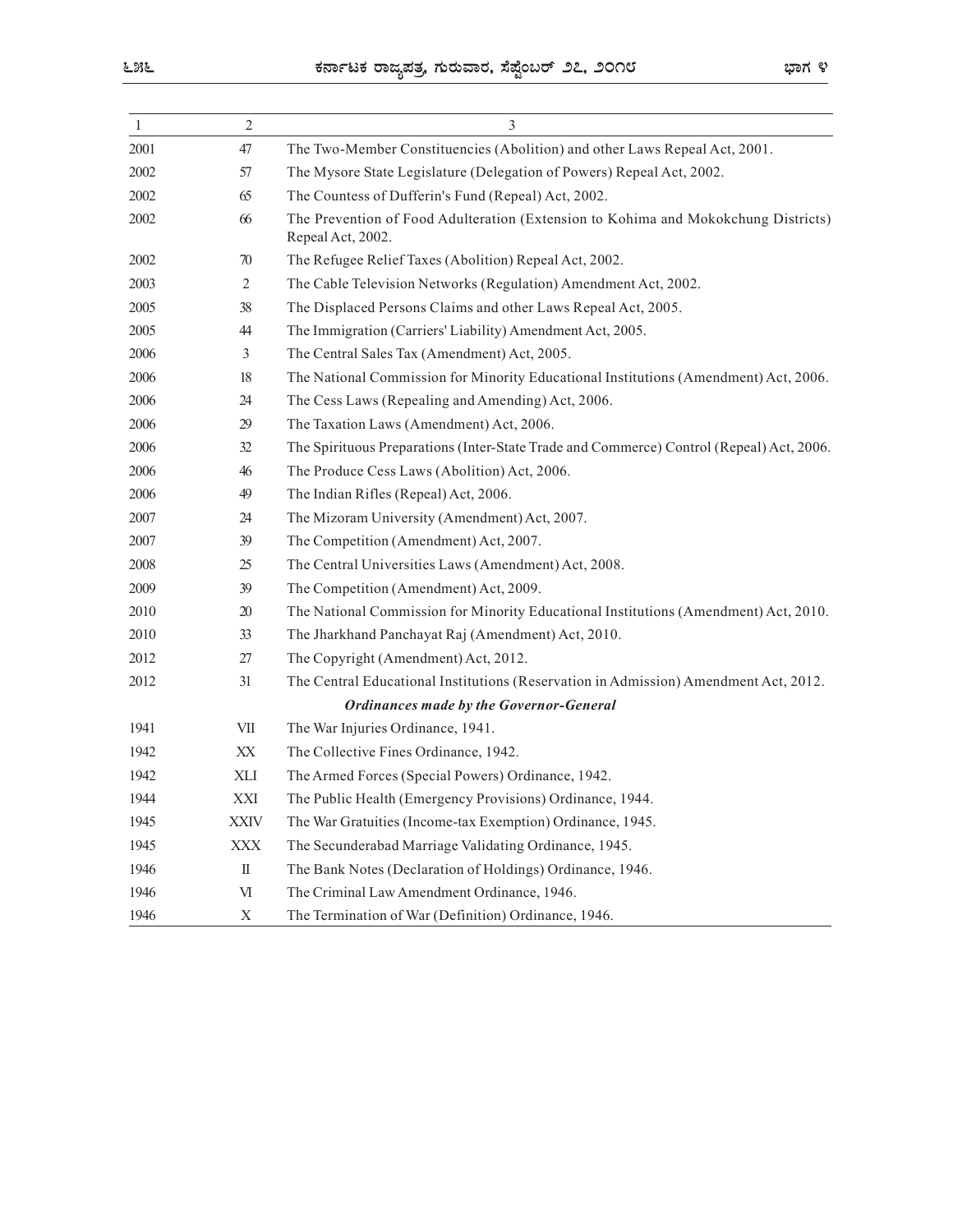| 1 | 2 | 3 |
|---|---|---|
| 2001 | 47 | The Two-Member Constituencies (Abolition) and other Laws Repeal Act, 2001. |
| 2002 | 57 | The Mysore State Legislature (Delegation of Powers) Repeal Act, 2002. |
| 2002 | 65 | The Countess of Dufferin's Fund (Repeal) Act, 2002. |
| 2002 | 66 | The Prevention of Food Adulteration (Extension to Kohima and Mokokchung Districts) Repeal Act, 2002. |
| 2002 | 70 | The Refugee Relief Taxes (Abolition) Repeal Act, 2002. |
| 2003 | 2 | The Cable Television Networks (Regulation) Amendment Act, 2002. |
| 2005 | 38 | The Displaced Persons Claims and other Laws Repeal Act, 2005. |
| 2005 | 44 | The Immigration (Carriers' Liability) Amendment Act, 2005. |
| 2006 | 3 | The Central Sales Tax (Amendment) Act, 2005. |
| 2006 | 18 | The National Commission for Minority Educational Institutions (Amendment) Act, 2006. |
| 2006 | 24 | The Cess Laws (Repealing and Amending) Act, 2006. |
| 2006 | 29 | The Taxation Laws (Amendment) Act, 2006. |
| 2006 | 32 | The Spirituous Preparations (Inter-State Trade and Commerce) Control (Repeal) Act, 2006. |
| 2006 | 46 | The Produce Cess Laws (Abolition) Act, 2006. |
| 2006 | 49 | The Indian Rifles (Repeal) Act, 2006. |
| 2007 | 24 | The Mizoram University (Amendment) Act, 2007. |
| 2007 | 39 | The Competition (Amendment) Act, 2007. |
| 2008 | 25 | The Central Universities Laws (Amendment) Act, 2008. |
| 2009 | 39 | The Competition (Amendment) Act, 2009. |
| 2010 | 20 | The National Commission for Minority Educational Institutions (Amendment) Act, 2010. |
| 2010 | 33 | The Jharkhand Panchayat Raj (Amendment) Act, 2010. |
| 2012 | 27 | The Copyright (Amendment) Act, 2012. |
| 2012 | 31 | The Central Educational Institutions (Reservation in Admission) Amendment Act, 2012. |
| | | ***Ordinances made by the Governor-General*** |
| 1941 | VII | The War Injuries Ordinance, 1941. |
| 1942 | XX | The Collective Fines Ordinance, 1942. |
| 1942 | XLI | The Armed Forces (Special Powers) Ordinance, 1942. |
| 1944 | XXI | The Public Health (Emergency Provisions) Ordinance, 1944. |
| 1945 | XXIV | The War Gratuities (Income-tax Exemption) Ordinance, 1945. |
| 1945 | XXX | The Secunderabad Marriage Validating Ordinance, 1945. |
| 1946 | II | The Bank Notes (Declaration of Holdings) Ordinance, 1946. |
| 1946 | VI | The Criminal Law Amendment Ordinance, 1946. |
| 1946 | X | The Termination of War (Definition) Ordinance, 1946. |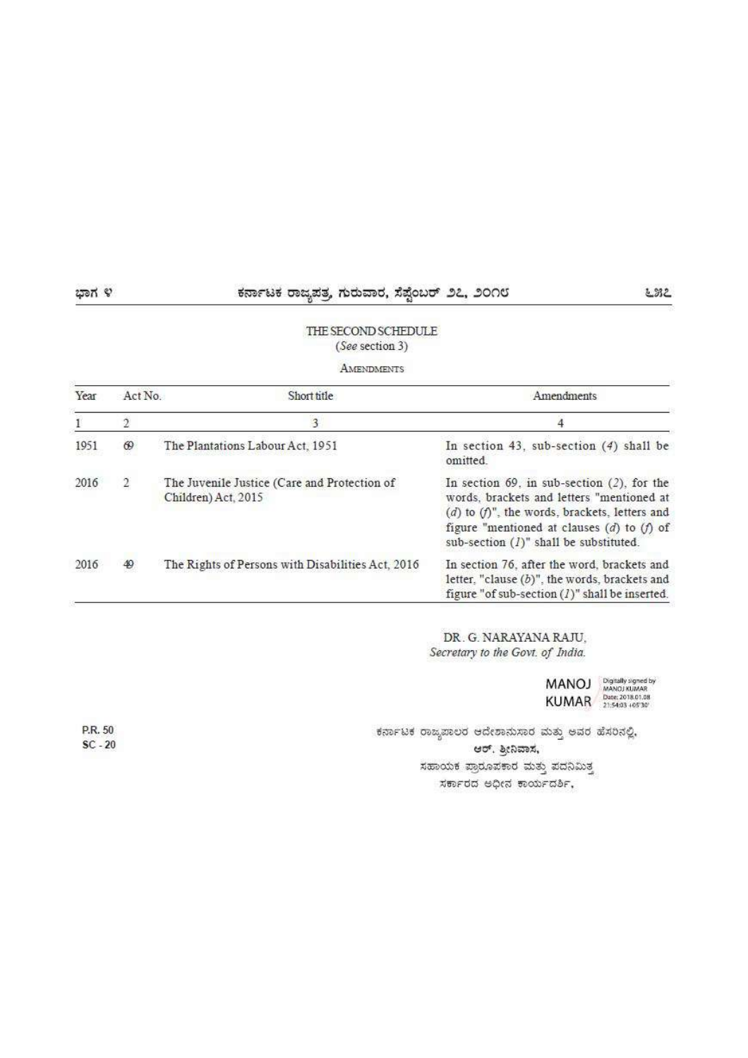THE SECOND SCHEDULE
(*See* section 3)

AMENDMENTS

| Year | Act No. | Short title | Amendments |
|---|---|---|---|
| 1 | 2 | 3 | 4 |
| 1951 | 69 | The Plantations Labour Act, 1951 | In section 43, sub-section (*4*) shall be omitted. |
| 2016 | 2 | The Juvenile Justice (Care and Protection of Children) Act, 2015 | In section 69, in sub-section (*2*), for the words, brackets and letters "mentioned at (*d*) to (*f*)", the words, brackets, letters and figure "mentioned at clauses (*d*) to (*f*) of sub-section (*1*)" shall be substituted. |
| 2016 | 49 | The Rights of Persons with Disabilities Act, 2016 | In section 76, after the word, brackets and letter, "clause (*b*)", the words, brackets and figure "of sub-section (*1*)" shall be inserted. |

DR. G. NARAYANA RAJU,
*Secretary to the Govt. of India.*

MANOJ KUMAR
Digitally signed by MANOJ KUMAR
Date: 2018.01.08 21:54:03 +05'30'

P.R. 50
SC - 20

ಕರ್ನಾಟಕ ರಾಜ್ಯಪಾಲರ ಆದೇಶಾನುಸಾರ ಮತ್ತು ಅವರ ಹೆಸರಿನಲ್ಲಿ,
ಆರ್. ಶ್ರೀನಿವಾಸ,
ಸಹಾಯಕ ಪ್ರಾರೂಪಕಾರ ಮತ್ತು ಪದನಿಮಿತ್ತ
ಸರ್ಕಾರದ ಅಧೀನ ಕಾರ್ಯದರ್ಶಿ,